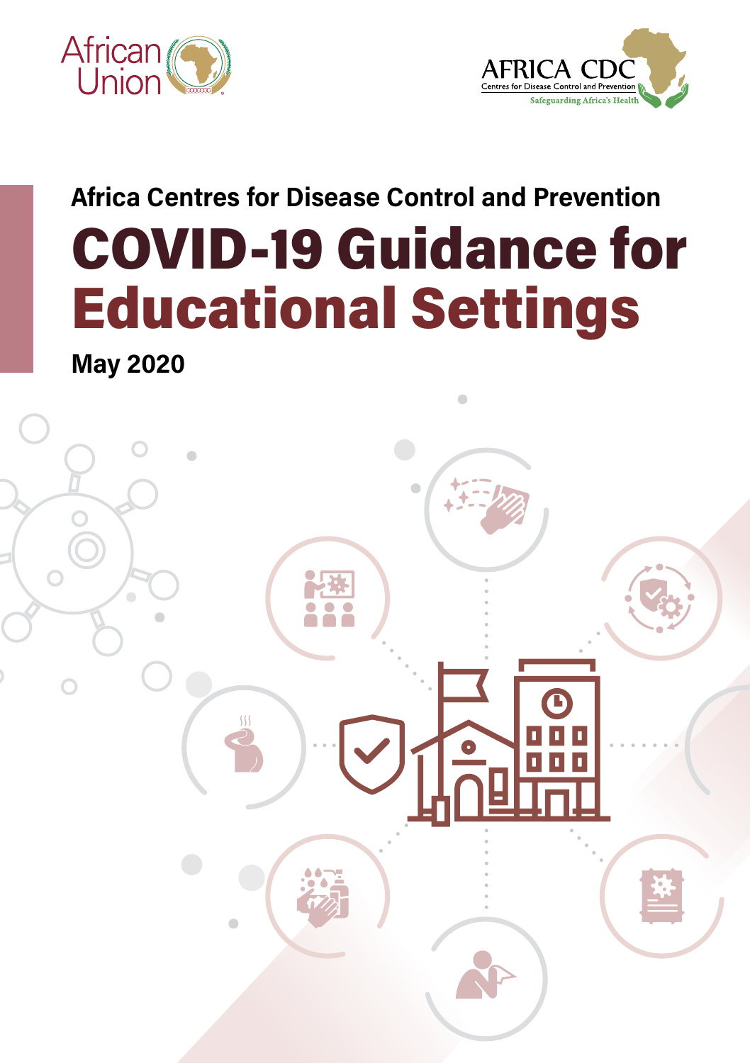African Union

AFRICA CDC
Centres for Disease Control and Prevention
Safeguarding Africa's Health

## Africa Centres for Disease Control and Prevention

# COVID-19 Guidance for Educational Settings

**May 2020**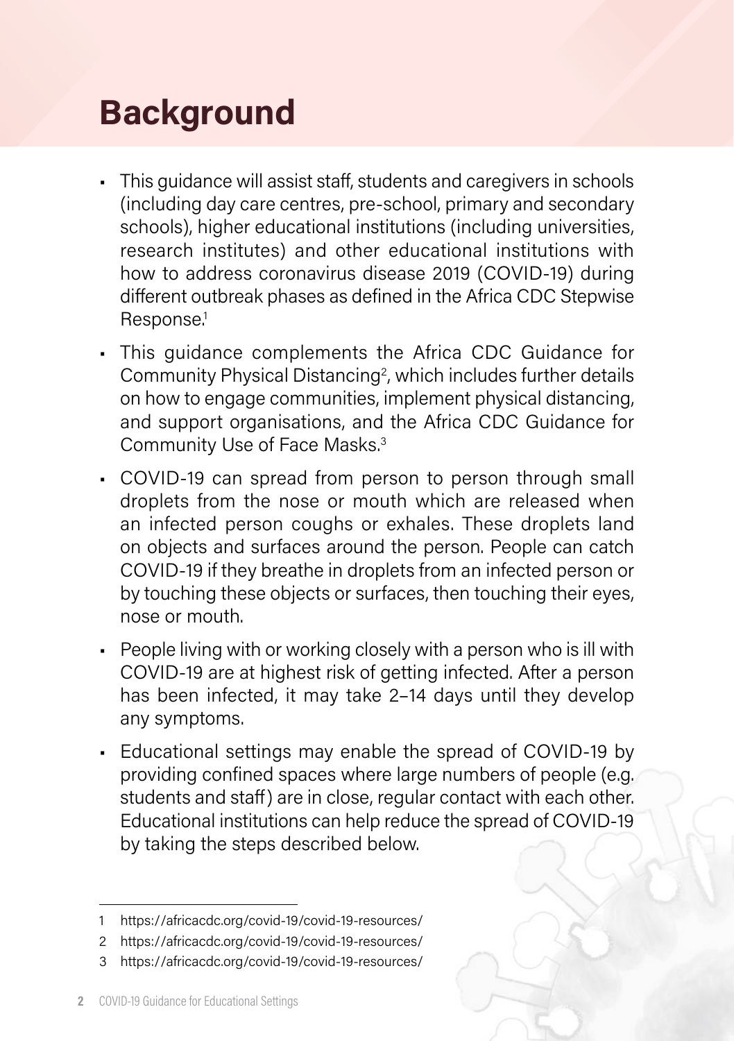# Background

- This guidance will assist staff, students and caregivers in schools (including day care centres, pre-school, primary and secondary schools), higher educational institutions (including universities, research institutes) and other educational institutions with how to address coronavirus disease 2019 (COVID-19) during different outbreak phases as defined in the Africa CDC Stepwise Response.[1]
- This guidance complements the Africa CDC Guidance for Community Physical Distancing[2], which includes further details on how to engage communities, implement physical distancing, and support organisations, and the Africa CDC Guidance for Community Use of Face Masks.[3]
- COVID-19 can spread from person to person through small droplets from the nose or mouth which are released when an infected person coughs or exhales. These droplets land on objects and surfaces around the person. People can catch COVID-19 if they breathe in droplets from an infected person or by touching these objects or surfaces, then touching their eyes, nose or mouth.
- People living with or working closely with a person who is ill with COVID-19 are at highest risk of getting infected. After a person has been infected, it may take 2–14 days until they develop any symptoms.
- Educational settings may enable the spread of COVID-19 by providing confined spaces where large numbers of people (e.g. students and staff) are in close, regular contact with each other. Educational institutions can help reduce the spread of COVID-19 by taking the steps described below.

---

1 https://africacdc.org/covid-19/covid-19-resources/

2 https://africacdc.org/covid-19/covid-19-resources/

3 https://africacdc.org/covid-19/covid-19-resources/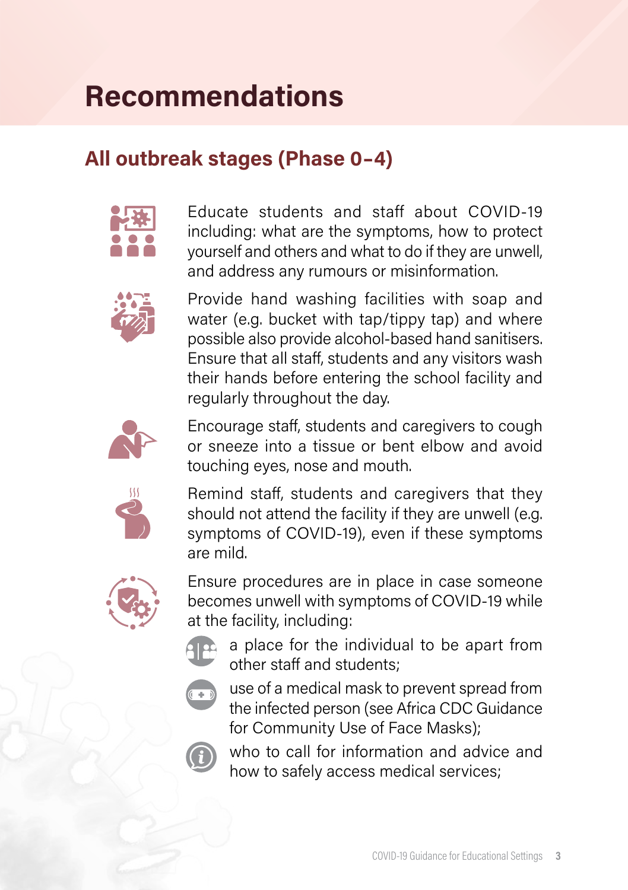# Recommendations

## All outbreak stages (Phase 0–4)

Educate students and staff about COVID-19 including: what are the symptoms, how to protect yourself and others and what to do if they are unwell, and address any rumours or misinformation.

Provide hand washing facilities with soap and water (e.g. bucket with tap/tippy tap) and where possible also provide alcohol-based hand sanitisers. Ensure that all staff, students and any visitors wash their hands before entering the school facility and regularly throughout the day.

Encourage staff, students and caregivers to cough or sneeze into a tissue or bent elbow and avoid touching eyes, nose and mouth.

Remind staff, students and caregivers that they should not attend the facility if they are unwell (e.g. symptoms of COVID-19), even if these symptoms are mild.

Ensure procedures are in place in case someone becomes unwell with symptoms of COVID-19 while at the facility, including:

- a place for the individual to be apart from other staff and students;
- use of a medical mask to prevent spread from the infected person (see Africa CDC Guidance for Community Use of Face Masks);
- who to call for information and advice and how to safely access medical services;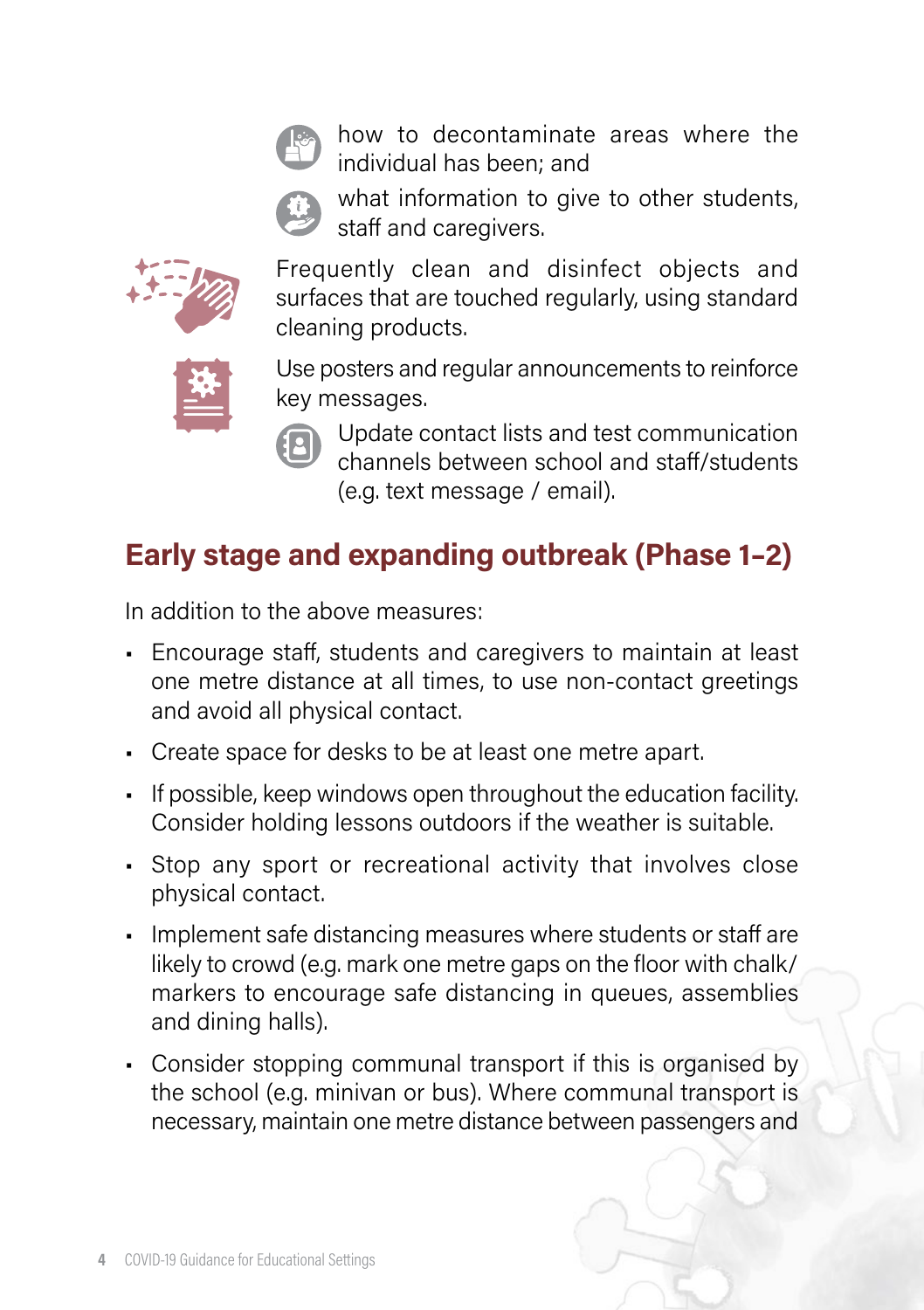- how to decontaminate areas where the individual has been; and
- what information to give to other students, staff and caregivers.

Frequently clean and disinfect objects and surfaces that are touched regularly, using standard cleaning products.

Use posters and regular announcements to reinforce key messages.

- Update contact lists and test communication channels between school and staff/students (e.g. text message / email).

## Early stage and expanding outbreak (Phase 1–2)

In addition to the above measures:

- Encourage staff, students and caregivers to maintain at least one metre distance at all times, to use non-contact greetings and avoid all physical contact.
- Create space for desks to be at least one metre apart.
- If possible, keep windows open throughout the education facility. Consider holding lessons outdoors if the weather is suitable.
- Stop any sport or recreational activity that involves close physical contact.
- Implement safe distancing measures where students or staff are likely to crowd (e.g. mark one metre gaps on the floor with chalk/ markers to encourage safe distancing in queues, assemblies and dining halls).
- Consider stopping communal transport if this is organised by the school (e.g. minivan or bus). Where communal transport is necessary, maintain one metre distance between passengers and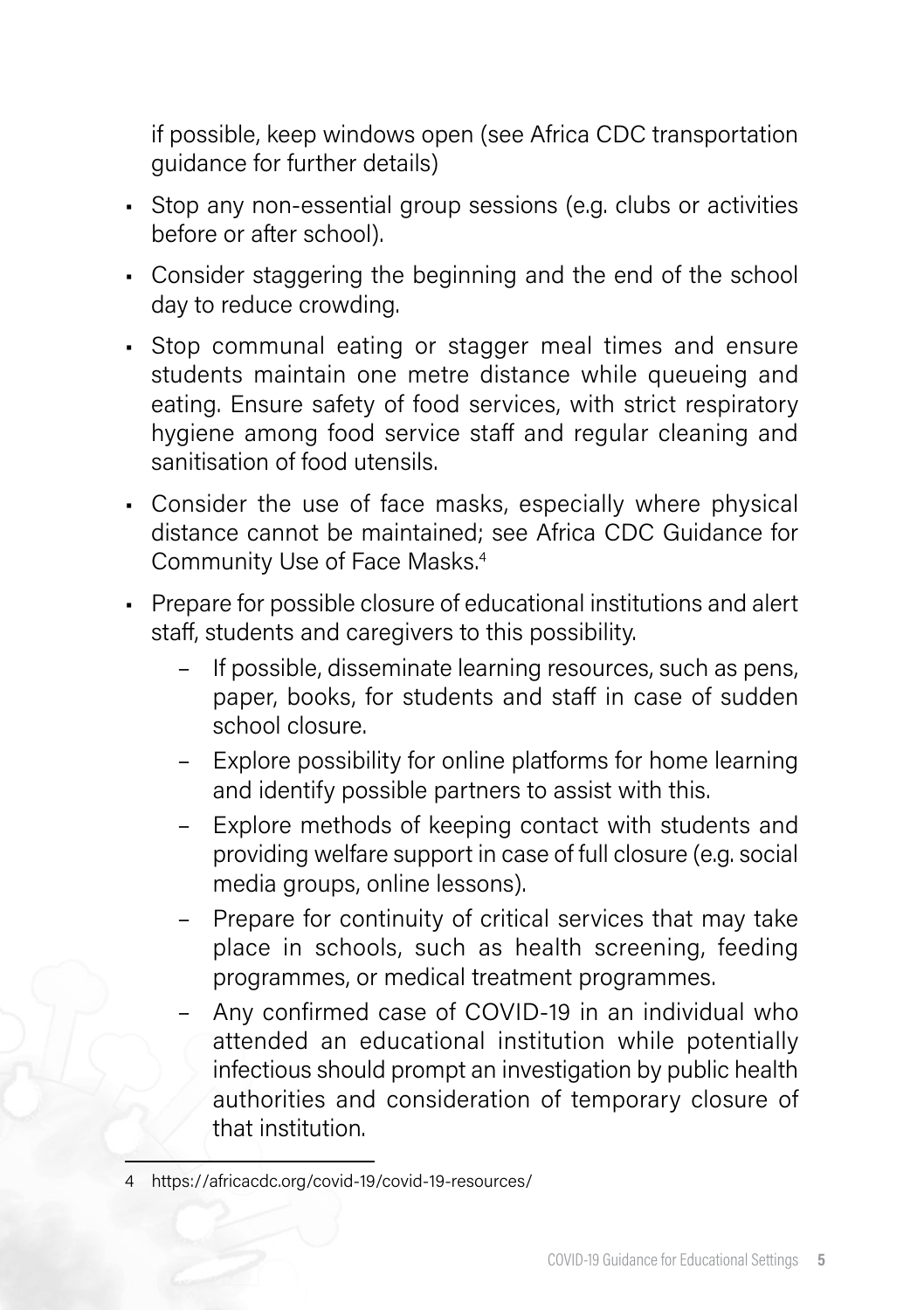if possible, keep windows open (see Africa CDC transportation guidance for further details)

- Stop any non-essential group sessions (e.g. clubs or activities before or after school).
- Consider staggering the beginning and the end of the school day to reduce crowding.
- Stop communal eating or stagger meal times and ensure students maintain one metre distance while queueing and eating. Ensure safety of food services, with strict respiratory hygiene among food service staff and regular cleaning and sanitisation of food utensils.
- Consider the use of face masks, especially where physical distance cannot be maintained; see Africa CDC Guidance for Community Use of Face Masks.[4]
- Prepare for possible closure of educational institutions and alert staff, students and caregivers to this possibility.
  - If possible, disseminate learning resources, such as pens, paper, books, for students and staff in case of sudden school closure.
  - Explore possibility for online platforms for home learning and identify possible partners to assist with this.
  - Explore methods of keeping contact with students and providing welfare support in case of full closure (e.g. social media groups, online lessons).
  - Prepare for continuity of critical services that may take place in schools, such as health screening, feeding programmes, or medical treatment programmes.
  - Any confirmed case of COVID-19 in an individual who attended an educational institution while potentially infectious should prompt an investigation by public health authorities and consideration of temporary closure of that institution.

---

4 https://africacdc.org/covid-19/covid-19-resources/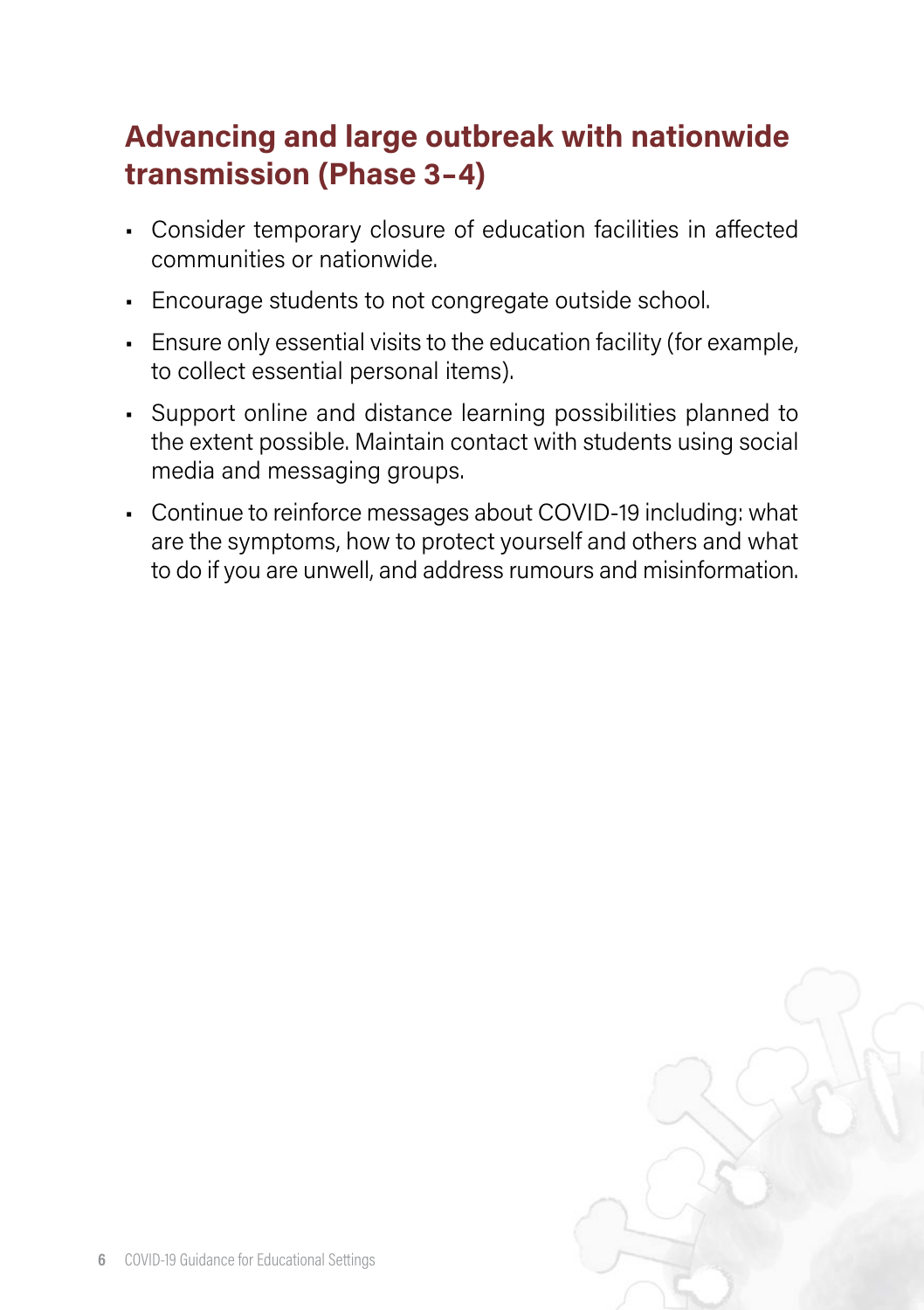## Advancing and large outbreak with nationwide transmission (Phase 3–4)

- Consider temporary closure of education facilities in affected communities or nationwide.
- Encourage students to not congregate outside school.
- Ensure only essential visits to the education facility (for example, to collect essential personal items).
- Support online and distance learning possibilities planned to the extent possible. Maintain contact with students using social media and messaging groups.
- Continue to reinforce messages about COVID-19 including: what are the symptoms, how to protect yourself and others and what to do if you are unwell, and address rumours and misinformation.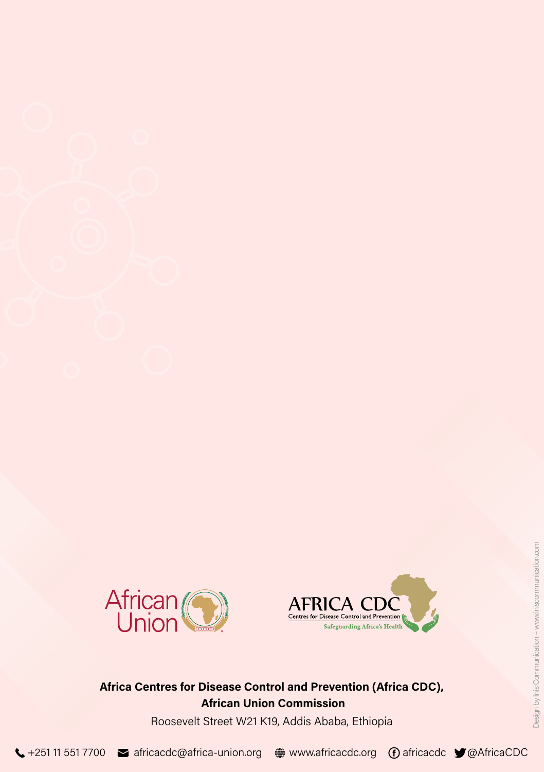**Africa Centres for Disease Control and Prevention (Africa CDC), African Union Commission**

Roosevelt Street W21 K19, Addis Ababa, Ethiopia

+251 11 551 7700 africacdc@africa-union.org www.africacdc.org africacdc @AfricaCDC

Design by Inis Communication – www.iniscommunication.com